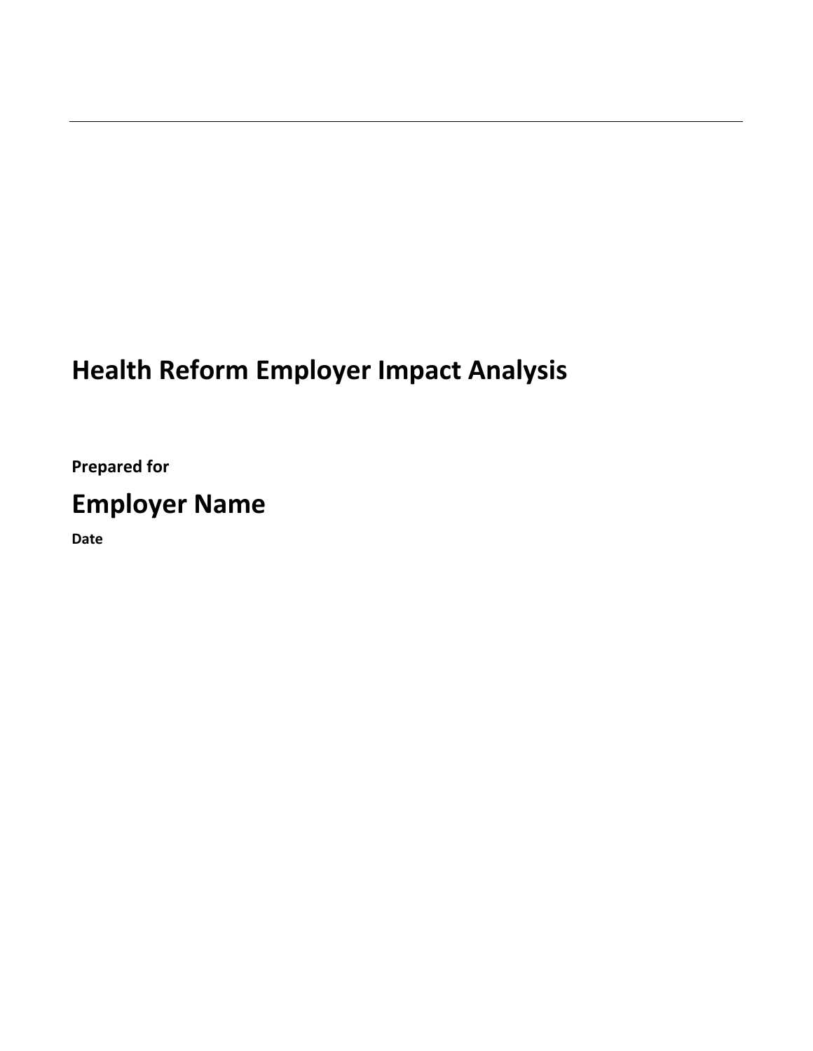# Health Reform Employer Impact Analysis

**Prepared for**

## Employer Name

**Date**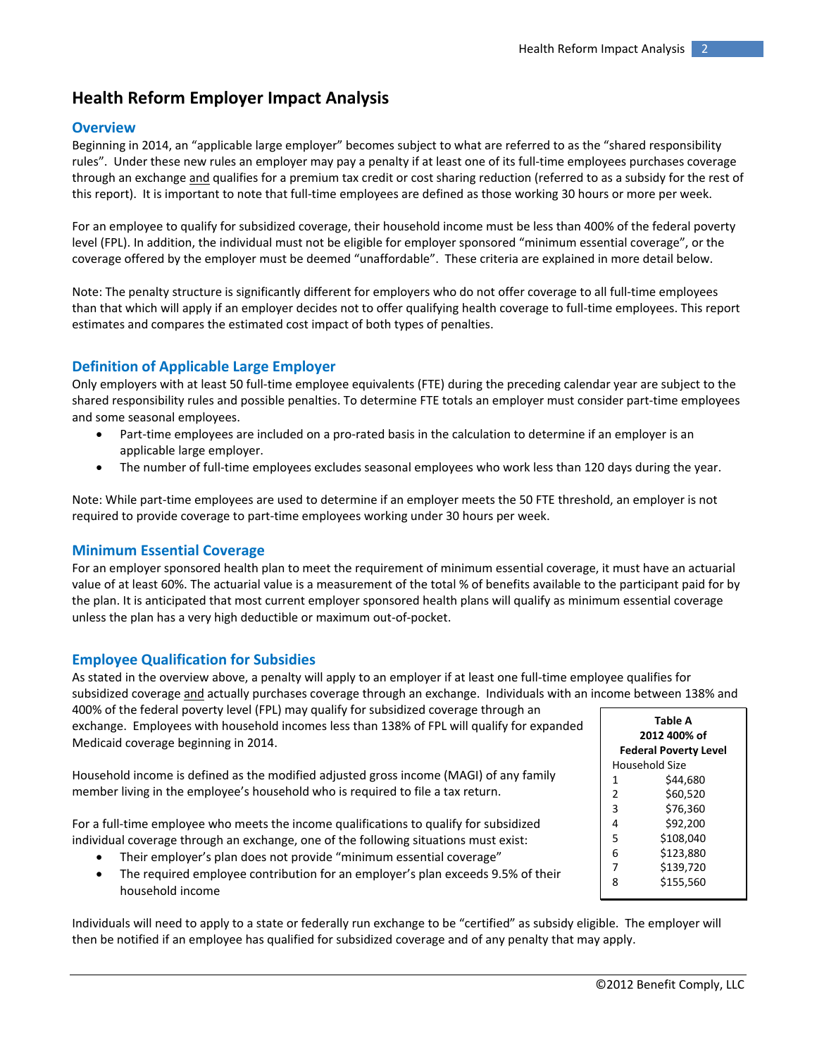## Health Reform Employer Impact Analysis

### Overview

Beginning in 2014, an "applicable large employer" becomes subject to what are referred to as the "shared responsibility rules". Under these new rules an employer may pay a penalty if at least one of its full-time employees purchases coverage through an exchange and qualifies for a premium tax credit or cost sharing reduction (referred to as a subsidy for the rest of this report). It is important to note that full-time employees are defined as those working 30 hours or more per week.

For an employee to qualify for subsidized coverage, their household income must be less than 400% of the federal poverty level (FPL). In addition, the individual must not be eligible for employer sponsored "minimum essential coverage", or the coverage offered by the employer must be deemed "unaffordable". These criteria are explained in more detail below.

Note: The penalty structure is significantly different for employers who do not offer coverage to all full-time employees than that which will apply if an employer decides not to offer qualifying health coverage to full-time employees. This report estimates and compares the estimated cost impact of both types of penalties.

### Definition of Applicable Large Employer

Only employers with at least 50 full-time employee equivalents (FTE) during the preceding calendar year are subject to the shared responsibility rules and possible penalties. To determine FTE totals an employer must consider part-time employees and some seasonal employees.

- Part-time employees are included on a pro-rated basis in the calculation to determine if an employer is an applicable large employer.
- The number of full-time employees excludes seasonal employees who work less than 120 days during the year.

Note: While part-time employees are used to determine if an employer meets the 50 FTE threshold, an employer is not required to provide coverage to part-time employees working under 30 hours per week.

### Minimum Essential Coverage

For an employer sponsored health plan to meet the requirement of minimum essential coverage, it must have an actuarial value of at least 60%. The actuarial value is a measurement of the total % of benefits available to the participant paid for by the plan. It is anticipated that most current employer sponsored health plans will qualify as minimum essential coverage unless the plan has a very high deductible or maximum out-of-pocket.

### Employee Qualification for Subsidies

As stated in the overview above, a penalty will apply to an employer if at least one full-time employee qualifies for subsidized coverage and actually purchases coverage through an exchange. Individuals with an income between 138% and 400% of the federal poverty level (FPL) may qualify for subsidized coverage through an exchange. Employees with household incomes less than 138% of FPL will qualify for expanded Medicaid coverage beginning in 2014.

**Table A**
**2012 400% of Federal Poverty Level**

| Household Size | |
|---|---|
| 1 | $44,680 |
| 2 | $60,520 |
| 3 | $76,360 |
| 4 | $92,200 |
| 5 | $108,040 |
| 6 | $123,880 |
| 7 | $139,720 |
| 8 | $155,560 |

Household income is defined as the modified adjusted gross income (MAGI) of any family member living in the employee's household who is required to file a tax return.

For a full-time employee who meets the income qualifications to qualify for subsidized individual coverage through an exchange, one of the following situations must exist:

- Their employer's plan does not provide "minimum essential coverage"
- The required employee contribution for an employer's plan exceeds 9.5% of their household income

Individuals will need to apply to a state or federally run exchange to be "certified" as subsidy eligible. The employer will then be notified if an employee has qualified for subsidized coverage and of any penalty that may apply.

©2012 Benefit Comply, LLC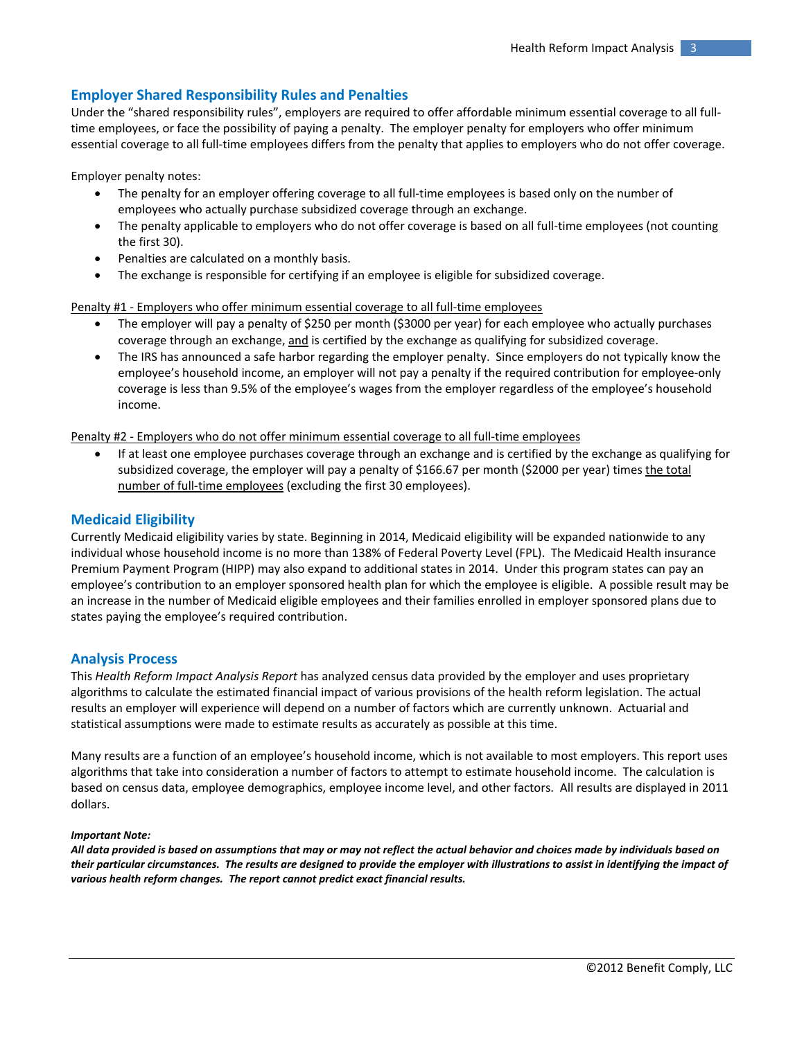## Employer Shared Responsibility Rules and Penalties

Under the "shared responsibility rules", employers are required to offer affordable minimum essential coverage to all full-time employees, or face the possibility of paying a penalty. The employer penalty for employers who offer minimum essential coverage to all full-time employees differs from the penalty that applies to employers who do not offer coverage.

Employer penalty notes:

- The penalty for an employer offering coverage to all full-time employees is based only on the number of employees who actually purchase subsidized coverage through an exchange.
- The penalty applicable to employers who do not offer coverage is based on all full-time employees (not counting the first 30).
- Penalties are calculated on a monthly basis.
- The exchange is responsible for certifying if an employee is eligible for subsidized coverage.

<u>Penalty #1 - Employers who offer minimum essential coverage to all full-time employees</u>

- The employer will pay a penalty of $250 per month ($3000 per year) for each employee who actually purchases coverage through an exchange, <u>and</u> is certified by the exchange as qualifying for subsidized coverage.
- The IRS has announced a safe harbor regarding the employer penalty. Since employers do not typically know the employee's household income, an employer will not pay a penalty if the required contribution for employee-only coverage is less than 9.5% of the employee's wages from the employer regardless of the employee's household income.

<u>Penalty #2 - Employers who do not offer minimum essential coverage to all full-time employees</u>

- If at least one employee purchases coverage through an exchange and is certified by the exchange as qualifying for subsidized coverage, the employer will pay a penalty of $166.67 per month ($2000 per year) times <u>the total number of full-time employees</u> (excluding the first 30 employees).

## Medicaid Eligibility

Currently Medicaid eligibility varies by state. Beginning in 2014, Medicaid eligibility will be expanded nationwide to any individual whose household income is no more than 138% of Federal Poverty Level (FPL). The Medicaid Health insurance Premium Payment Program (HIPP) may also expand to additional states in 2014. Under this program states can pay an employee's contribution to an employer sponsored health plan for which the employee is eligible. A possible result may be an increase in the number of Medicaid eligible employees and their families enrolled in employer sponsored plans due to states paying the employee's required contribution.

## Analysis Process

This *Health Reform Impact Analysis Report* has analyzed census data provided by the employer and uses proprietary algorithms to calculate the estimated financial impact of various provisions of the health reform legislation. The actual results an employer will experience will depend on a number of factors which are currently unknown. Actuarial and statistical assumptions were made to estimate results as accurately as possible at this time.

Many results are a function of an employee's household income, which is not available to most employers. This report uses algorithms that take into consideration a number of factors to attempt to estimate household income. The calculation is based on census data, employee demographics, employee income level, and other factors. All results are displayed in 2011 dollars.

***Important Note:***

***All data provided is based on assumptions that may or may not reflect the actual behavior and choices made by individuals based on their particular circumstances. The results are designed to provide the employer with illustrations to assist in identifying the impact of various health reform changes. The report cannot predict exact financial results.***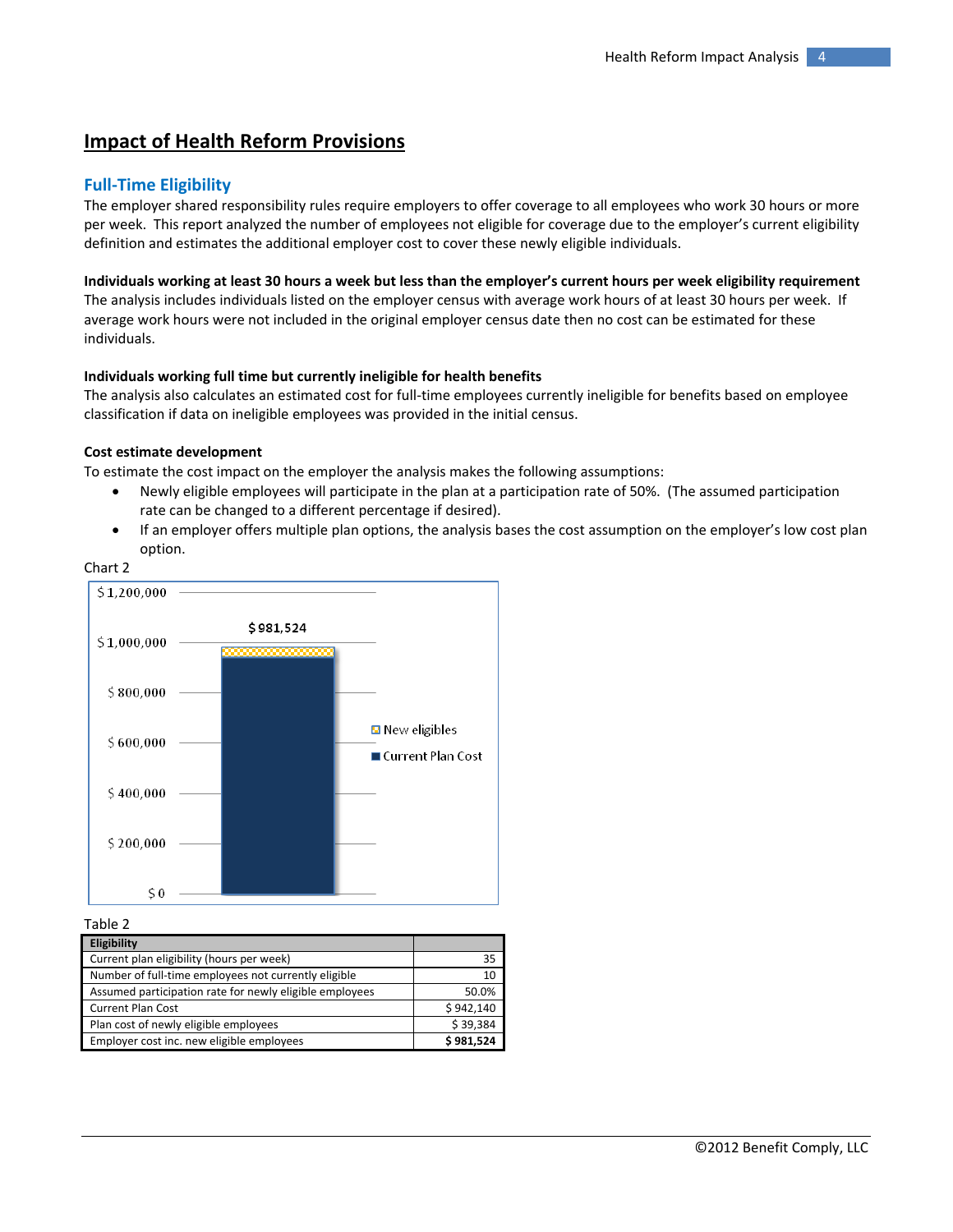## Impact of Health Reform Provisions

### Full-Time Eligibility

The employer shared responsibility rules require employers to offer coverage to all employees who work 30 hours or more per week. This report analyzed the number of employees not eligible for coverage due to the employer's current eligibility definition and estimates the additional employer cost to cover these newly eligible individuals.

**Individuals working at least 30 hours a week but less than the employer's current hours per week eligibility requirement**

The analysis includes individuals listed on the employer census with average work hours of at least 30 hours per week. If average work hours were not included in the original employer census date then no cost can be estimated for these individuals.

**Individuals working full time but currently ineligible for health benefits**

The analysis also calculates an estimated cost for full-time employees currently ineligible for benefits based on employee classification if data on ineligible employees was provided in the initial census.

**Cost estimate development**

To estimate the cost impact on the employer the analysis makes the following assumptions:

- Newly eligible employees will participate in the plan at a participation rate of 50%. (The assumed participation rate can be changed to a different percentage if desired).
- If an employer offers multiple plan options, the analysis bases the cost assumption on the employer's low cost plan option.

Chart 2

$ 981,524

New eligibles
Current Plan Cost

$ 1,200,000
$ 1,000,000
$ 800,000
$ 600,000
$ 400,000
$ 200,000
$ 0

Table 2

| Eligibility | |
|---|---|
| Current plan eligibility (hours per week) | 35 |
| Number of full-time employees not currently eligible | 10 |
| Assumed participation rate for newly eligible employees | 50.0% |
| Current Plan Cost | $ 942,140 |
| Plan cost of newly eligible employees | $ 39,384 |
| Employer cost inc. new eligible employees | **$ 981,524** |

©2012 Benefit Comply, LLC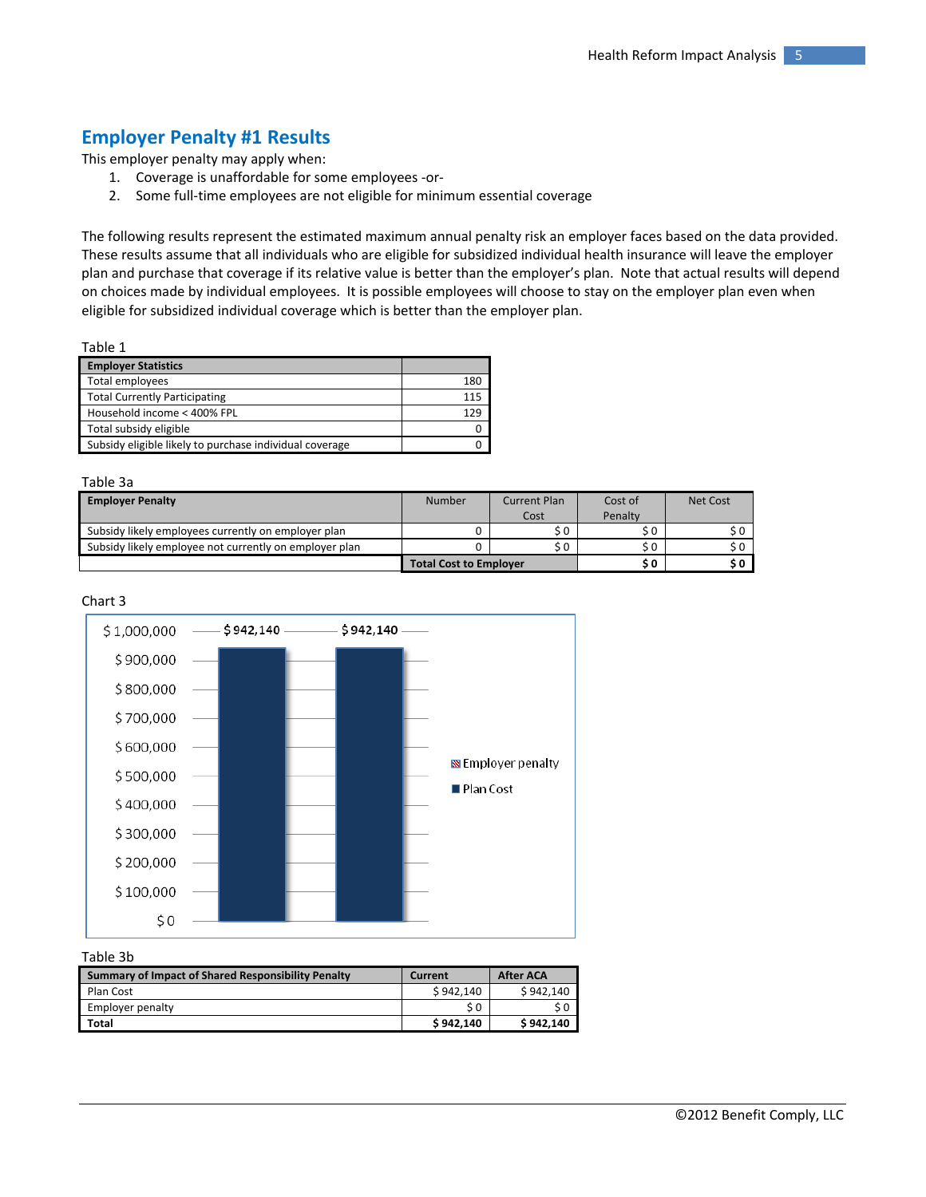## Employer Penalty #1 Results

This employer penalty may apply when:

1. Coverage is unaffordable for some employees -or-
2. Some full-time employees are not eligible for minimum essential coverage

The following results represent the estimated maximum annual penalty risk an employer faces based on the data provided. These results assume that all individuals who are eligible for subsidized individual health insurance will leave the employer plan and purchase that coverage if its relative value is better than the employer's plan. Note that actual results will depend on choices made by individual employees. It is possible employees will choose to stay on the employer plan even when eligible for subsidized individual coverage which is better than the employer plan.

Table 1

| Employer Statistics | |
|---|---|
| Total employees | 180 |
| Total Currently Participating | 115 |
| Household income < 400% FPL | 129 |
| Total subsidy eligible | 0 |
| Subsidy eligible likely to purchase individual coverage | 0 |

Table 3a

| Employer Penalty | Number | Current Plan Cost | Cost of Penalty | Net Cost |
|---|---|---|---|---|
| Subsidy likely employees currently on employer plan | 0 | $ 0 | $ 0 | $ 0 |
| Subsidy likely employee not currently on employer plan | 0 | $ 0 | $ 0 | $ 0 |
| | **Total Cost to Employer** | | **$ 0** | **$ 0** |

Chart 3

| | Current | After ACA |
|---|---|---|
| Plan Cost | $ 942,140 | $ 942,140 |
| Employer penalty | $ 0 | $ 0 |

Table 3b

| Summary of Impact of Shared Responsibility Penalty | Current | After ACA |
|---|---|---|
| Plan Cost | $ 942,140 | $ 942,140 |
| Employer penalty | $ 0 | $ 0 |
| **Total** | **$ 942,140** | **$ 942,140** |

©2012 Benefit Comply, LLC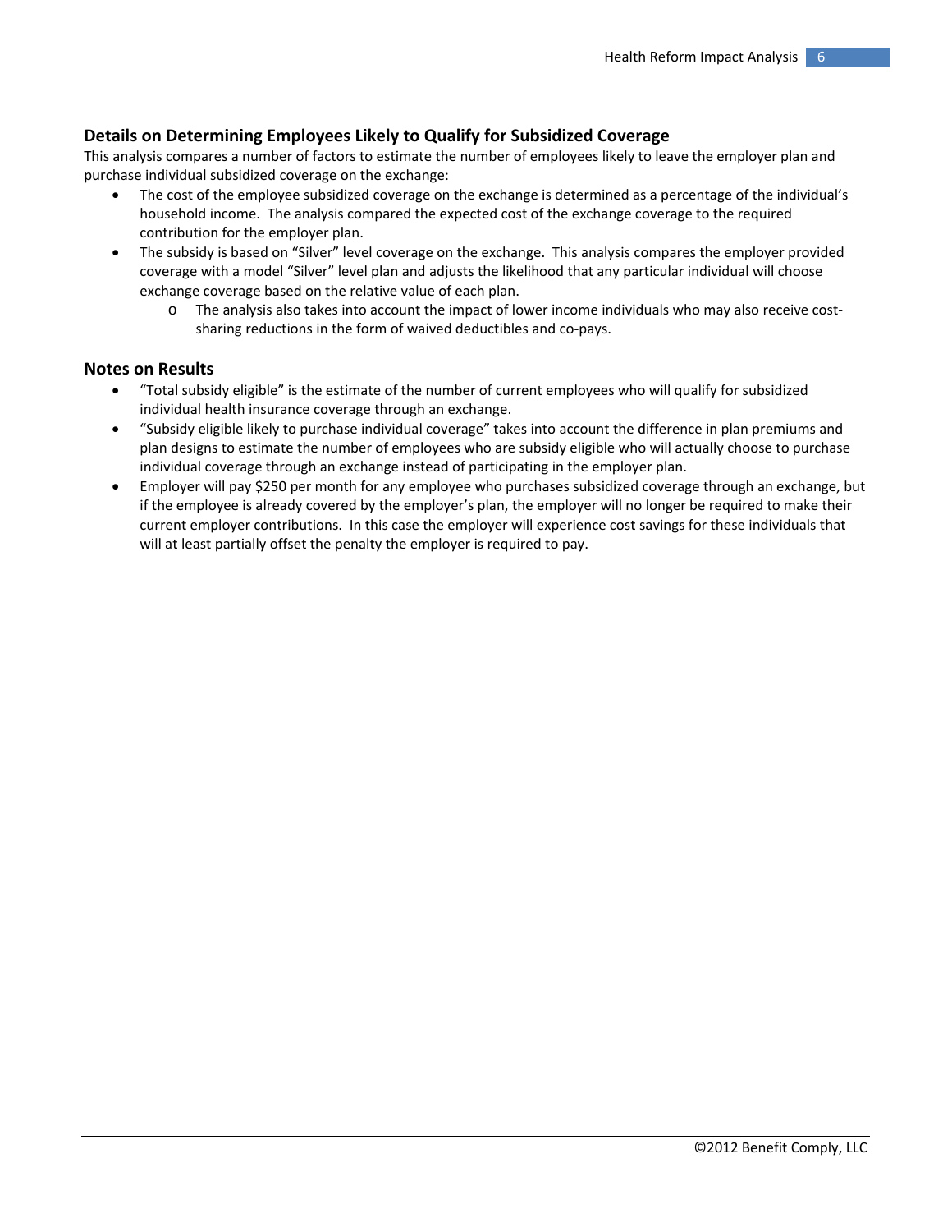## Details on Determining Employees Likely to Qualify for Subsidized Coverage

This analysis compares a number of factors to estimate the number of employees likely to leave the employer plan and purchase individual subsidized coverage on the exchange:

- The cost of the employee subsidized coverage on the exchange is determined as a percentage of the individual's household income. The analysis compared the expected cost of the exchange coverage to the required contribution for the employer plan.
- The subsidy is based on "Silver" level coverage on the exchange. This analysis compares the employer provided coverage with a model "Silver" level plan and adjusts the likelihood that any particular individual will choose exchange coverage based on the relative value of each plan.
    - The analysis also takes into account the impact of lower income individuals who may also receive cost-sharing reductions in the form of waived deductibles and co-pays.

## Notes on Results

- "Total subsidy eligible" is the estimate of the number of current employees who will qualify for subsidized individual health insurance coverage through an exchange.
- "Subsidy eligible likely to purchase individual coverage" takes into account the difference in plan premiums and plan designs to estimate the number of employees who are subsidy eligible who will actually choose to purchase individual coverage through an exchange instead of participating in the employer plan.
- Employer will pay $250 per month for any employee who purchases subsidized coverage through an exchange, but if the employee is already covered by the employer's plan, the employer will no longer be required to make their current employer contributions. In this case the employer will experience cost savings for these individuals that will at least partially offset the penalty the employer is required to pay.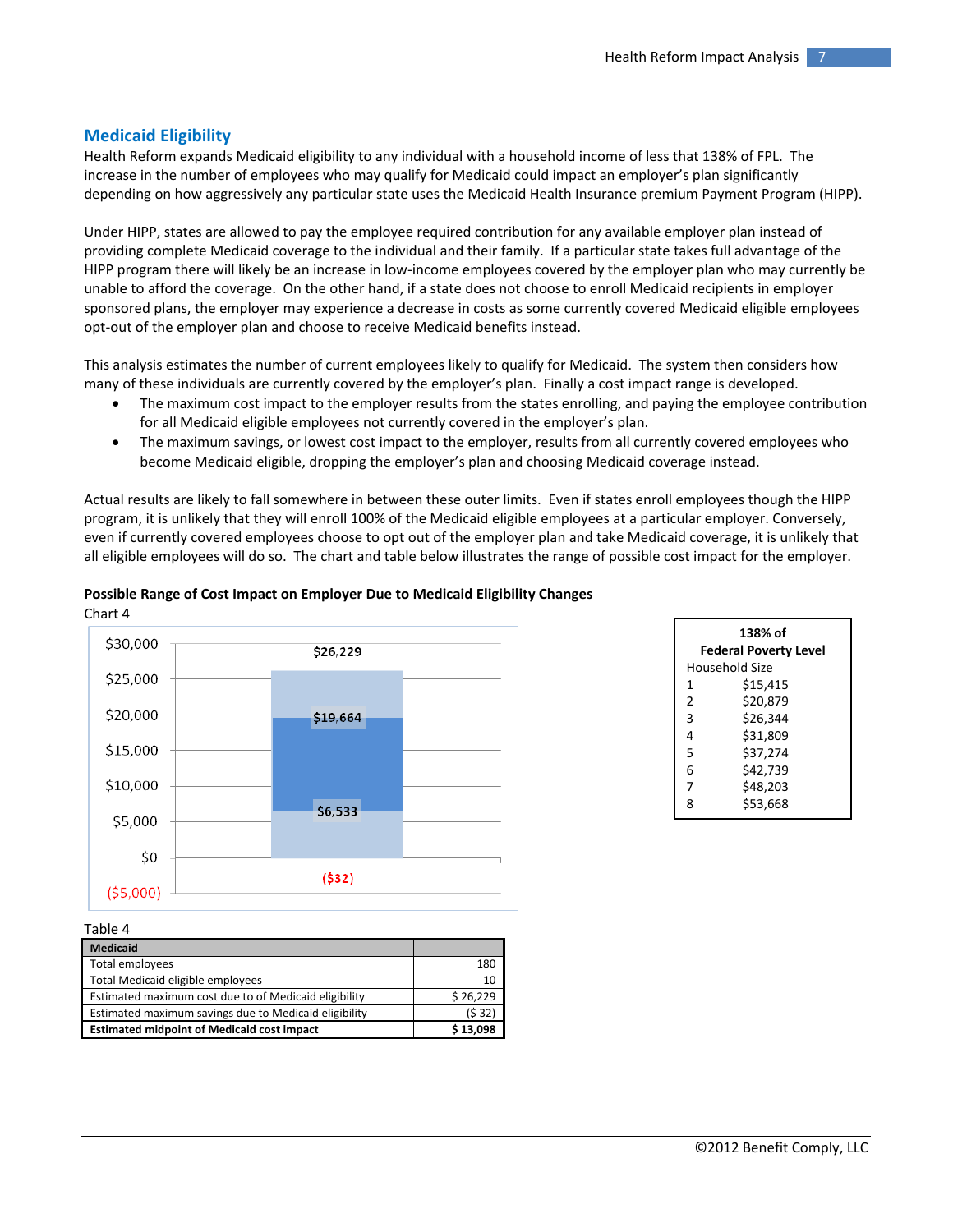## Medicaid Eligibility

Health Reform expands Medicaid eligibility to any individual with a household income of less that 138% of FPL. The increase in the number of employees who may qualify for Medicaid could impact an employer's plan significantly depending on how aggressively any particular state uses the Medicaid Health Insurance premium Payment Program (HIPP).

Under HIPP, states are allowed to pay the employee required contribution for any available employer plan instead of providing complete Medicaid coverage to the individual and their family. If a particular state takes full advantage of the HIPP program there will likely be an increase in low-income employees covered by the employer plan who may currently be unable to afford the coverage. On the other hand, if a state does not choose to enroll Medicaid recipients in employer sponsored plans, the employer may experience a decrease in costs as some currently covered Medicaid eligible employees opt-out of the employer plan and choose to receive Medicaid benefits instead.

This analysis estimates the number of current employees likely to qualify for Medicaid. The system then considers how many of these individuals are currently covered by the employer's plan. Finally a cost impact range is developed.

- The maximum cost impact to the employer results from the states enrolling, and paying the employee contribution for all Medicaid eligible employees not currently covered in the employer's plan.
- The maximum savings, or lowest cost impact to the employer, results from all currently covered employees who become Medicaid eligible, dropping the employer's plan and choosing Medicaid coverage instead.

Actual results are likely to fall somewhere in between these outer limits. Even if states enroll employees though the HIPP program, it is unlikely that they will enroll 100% of the Medicaid eligible employees at a particular employer. Conversely, even if currently covered employees choose to opt out of the employer plan and take Medicaid coverage, it is unlikely that all eligible employees will do so. The chart and table below illustrates the range of possible cost impact for the employer.

**Possible Range of Cost Impact on Employer Due to Medicaid Eligibility Changes**

Chart 4

| Value |
|---|
| $26,229 |
| $19,664 |
| $6,533 |
| ($32) |

| 138% of Federal Poverty Level | |
|---|---|
| Household Size | |
| 1 | $15,415 |
| 2 | $20,879 |
| 3 | $26,344 |
| 4 | $31,809 |
| 5 | $37,274 |
| 6 | $42,739 |
| 7 | $48,203 |
| 8 | $53,668 |

Table 4

| Medicaid | |
|---|---|
| Total employees | 180 |
| Total Medicaid eligible employees | 10 |
| Estimated maximum cost due to of Medicaid eligibility | $ 26,229 |
| Estimated maximum savings due to Medicaid eligibility | ($ 32) |
| **Estimated midpoint of Medicaid cost impact** | **$ 13,098** |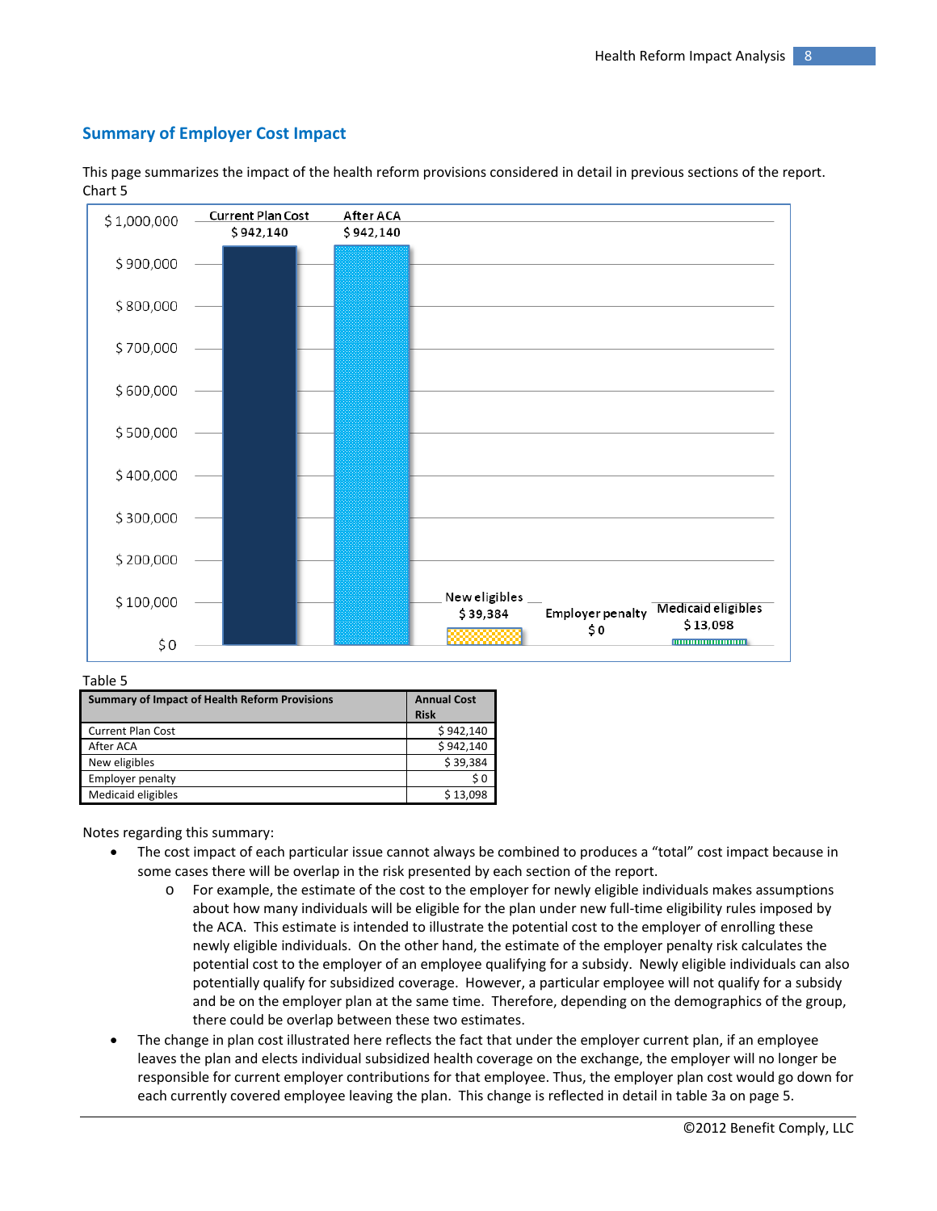## Summary of Employer Cost Impact

This page summarizes the impact of the health reform provisions considered in detail in previous sections of the report.

Chart 5

Table 5

| Summary of Impact of Health Reform Provisions | Annual Cost Risk |
|---|---|
| Current Plan Cost | $ 942,140 |
| After ACA | $ 942,140 |
| New eligibles | $ 39,384 |
| Employer penalty | $ 0 |
| Medicaid eligibles | $ 13,098 |

Notes regarding this summary:

- The cost impact of each particular issue cannot always be combined to produces a "total" cost impact because in some cases there will be overlap in the risk presented by each section of the report.
  - For example, the estimate of the cost to the employer for newly eligible individuals makes assumptions about how many individuals will be eligible for the plan under new full-time eligibility rules imposed by the ACA. This estimate is intended to illustrate the potential cost to the employer of enrolling these newly eligible individuals. On the other hand, the estimate of the employer penalty risk calculates the potential cost to the employer of an employee qualifying for a subsidy. Newly eligible individuals can also potentially qualify for subsidized coverage. However, a particular employee will not qualify for a subsidy and be on the employer plan at the same time. Therefore, depending on the demographics of the group, there could be overlap between these two estimates.
- The change in plan cost illustrated here reflects the fact that under the employer current plan, if an employee leaves the plan and elects individual subsidized health coverage on the exchange, the employer will no longer be responsible for current employer contributions for that employee. Thus, the employer plan cost would go down for each currently covered employee leaving the plan. This change is reflected in detail in table 3a on page 5.

©2012 Benefit Comply, LLC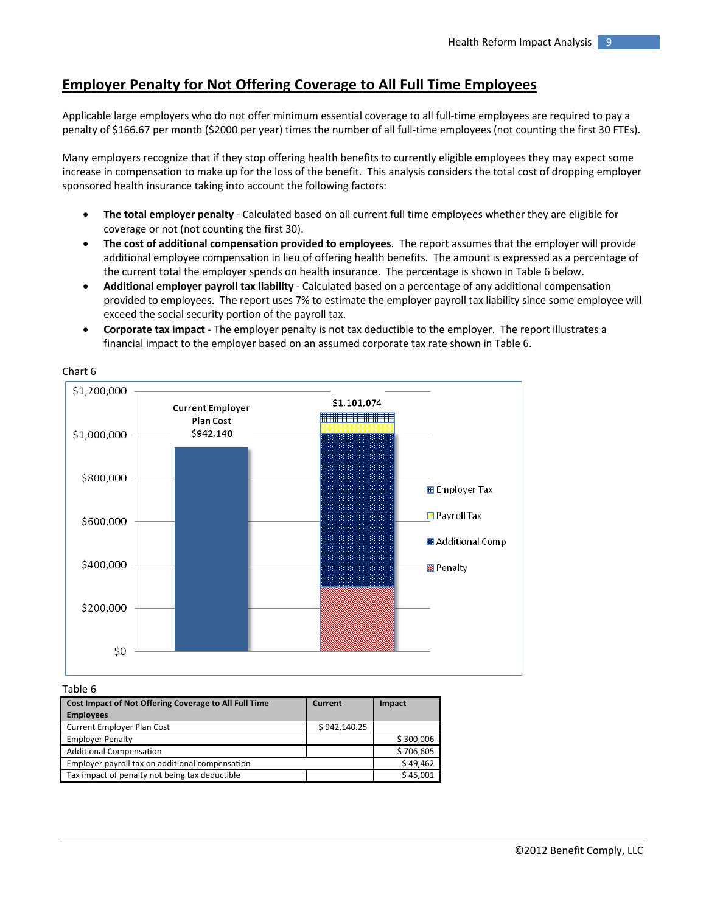## Employer Penalty for Not Offering Coverage to All Full Time Employees

Applicable large employers who do not offer minimum essential coverage to all full-time employees are required to pay a penalty of $166.67 per month ($2000 per year) times the number of all full-time employees (not counting the first 30 FTEs).

Many employers recognize that if they stop offering health benefits to currently eligible employees they may expect some increase in compensation to make up for the loss of the benefit. This analysis considers the total cost of dropping employer sponsored health insurance taking into account the following factors:

- **The total employer penalty** - Calculated based on all current full time employees whether they are eligible for coverage or not (not counting the first 30).
- **The cost of additional compensation provided to employees**. The report assumes that the employer will provide additional employee compensation in lieu of offering health benefits. The amount is expressed as a percentage of the current total the employer spends on health insurance. The percentage is shown in Table 6 below.
- **Additional employer payroll tax liability** - Calculated based on a percentage of any additional compensation provided to employees. The report uses 7% to estimate the employer payroll tax liability since some employee will exceed the social security portion of the payroll tax.
- **Corporate tax impact** - The employer penalty is not tax deductible to the employer. The report illustrates a financial impact to the employer based on an assumed corporate tax rate shown in Table 6.

Chart 6

Current Employer Plan Cost $942,140 | $1,101,074

Legend: Employer Tax, Payroll Tax, Additional Comp, Penalty

Table 6

| Cost Impact of Not Offering Coverage to All Full Time Employees | Current | Impact |
|---|---|---|
| Current Employer Plan Cost | $ 942,140.25 | |
| Employer Penalty | | $ 300,006 |
| Additional Compensation | | $ 706,605 |
| Employer payroll tax on additional compensation | | $ 49,462 |
| Tax impact of penalty not being tax deductible | | $ 45,001 |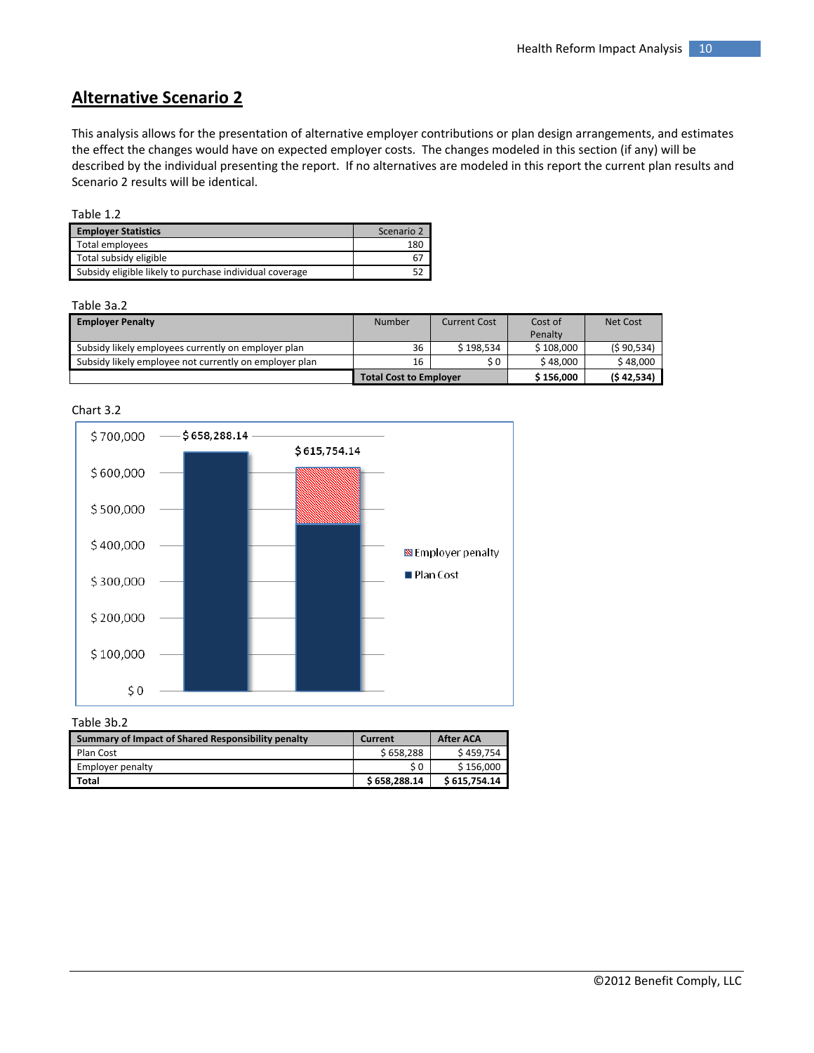## Alternative Scenario 2

This analysis allows for the presentation of alternative employer contributions or plan design arrangements, and estimates the effect the changes would have on expected employer costs. The changes modeled in this section (if any) will be described by the individual presenting the report. If no alternatives are modeled in this report the current plan results and Scenario 2 results will be identical.

Table 1.2

| Employer Statistics | Scenario 2 |
|---|---|
| Total employees | 180 |
| Total subsidy eligible | 67 |
| Subsidy eligible likely to purchase individual coverage | 52 |

Table 3a.2

| Employer Penalty | Number | Current Cost | Cost of Penalty | Net Cost |
|---|---|---|---|---|
| Subsidy likely employees currently on employer plan | 36 | $ 198,534 | $ 108,000 | ($ 90,534) |
| Subsidy likely employee not currently on employer plan | 16 | $ 0 | $ 48,000 | $ 48,000 |
| | | **Total Cost to Employer** | **$ 156,000** | **($ 42,534)** |

Chart 3.2

Table 3b.2

| Summary of Impact of Shared Responsibility penalty | Current | After ACA |
|---|---|---|
| Plan Cost | $ 658,288 | $ 459,754 |
| Employer penalty | $ 0 | $ 156,000 |
| **Total** | **$ 658,288.14** | **$ 615,754.14** |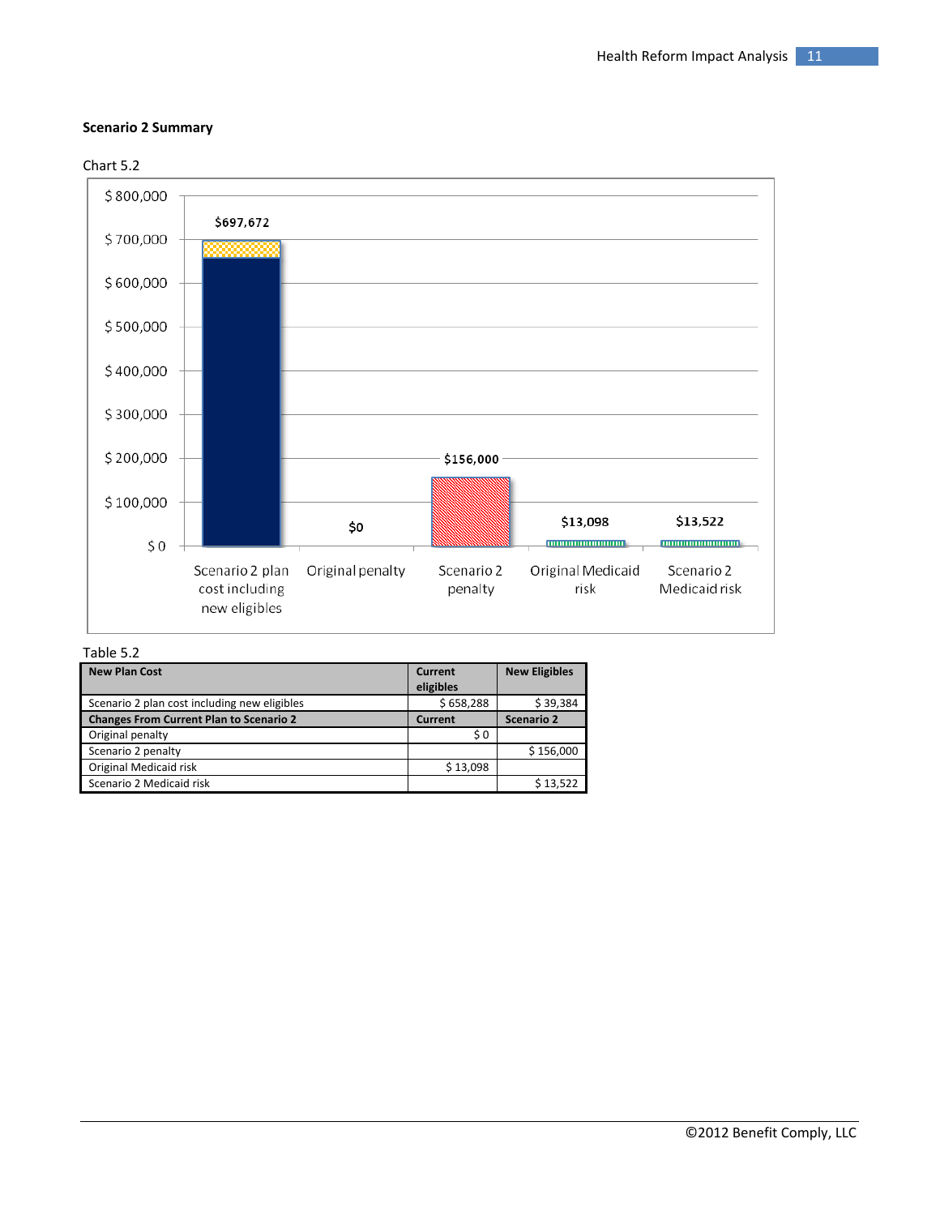**Scenario 2 Summary**

Chart 5.2

$ 800,000
$ 700,000
$ 600,000
$ 500,000
$ 400,000
$ 300,000
$ 200,000
$ 100,000
$ 0

$697,672
$0
$156,000
$13,098
$13,522

Scenario 2 plan cost including new eligibles
Original penalty
Scenario 2 penalty
Original Medicaid risk
Scenario 2 Medicaid risk

Table 5.2

| New Plan Cost | Current eligibles | New Eligibles |
|---|---|---|
| Scenario 2 plan cost including new eligibles | $ 658,288 | $ 39,384 |
| **Changes From Current Plan to Scenario 2** | **Current** | **Scenario 2** |
| Original penalty | $ 0 | |
| Scenario 2 penalty | | $ 156,000 |
| Original Medicaid risk | $ 13,098 | |
| Scenario 2 Medicaid risk | | $ 13,522 |

©2012 Benefit Comply, LLC